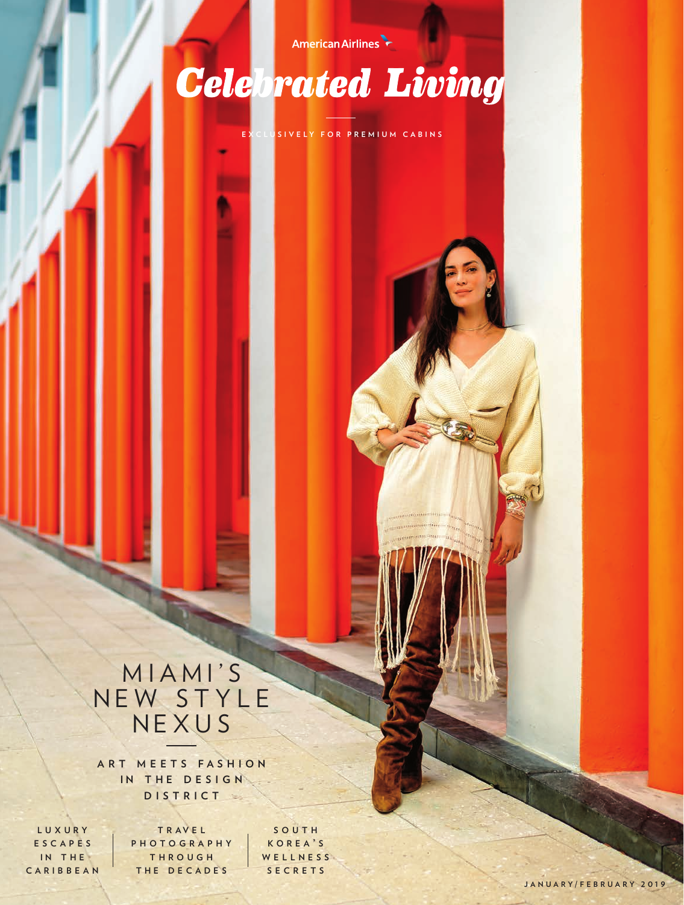American Airlines

# Celebrated Living

EXCLUSIVELY FOR PREMIUM CABINS

## MIAMI'S NEW STYLE NEXUS

ART MEETS FASHION IN THE DESIGN DISTRICT

LUXURY ESCAPES IN THE CARIBBEAN

TRAVEL PHOTOGRAPHY THROUGH THE DECADES

SOUTH KOREA'S WELLNESS SECRETS

JANUARY/FEBRUARY 2019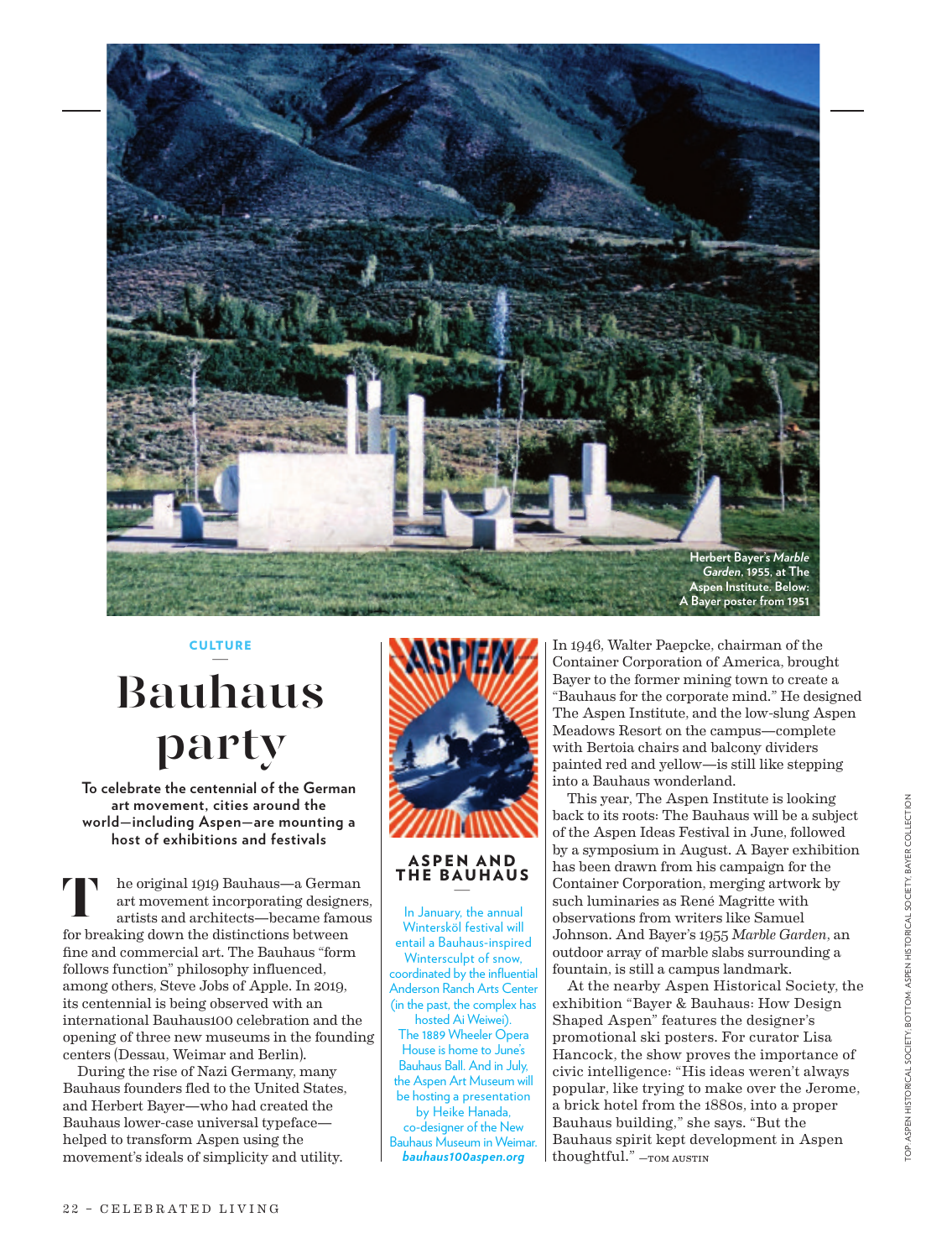Herbert Bayer's *Marble Garden*, 1955, at The Aspen Institute. Below: A Bayer poster from 1951

CULTURE

# Bauhaus party

**To celebrate the centennial of the German art movement, cities around the world—including Aspen—are mounting a host of exhibitions and festivals**

The original 1919 Bauhaus—a German art movement incorporating designers, artists and architects—became famous for breaking down the distinctions between fine and commercial art. The Bauhaus "form follows function" philosophy influenced, among others, Steve Jobs of Apple. In 2019, its centennial is being observed with an international Bauhaus100 celebration and the opening of three new museums in the founding centers (Dessau, Weimar and Berlin).

During the rise of Nazi Germany, many Bauhaus founders fled to the United States, and Herbert Bayer—who had created the Bauhaus lower-case universal typeface—helped to transform Aspen using the movement's ideals of simplicity and utility.

In 1946, Walter Paepcke, chairman of the Container Corporation of America, brought Bayer to the former mining town to create a "Bauhaus for the corporate mind." He designed The Aspen Institute, and the low-slung Aspen Meadows Resort on the campus—complete with Bertoia chairs and balcony dividers painted red and yellow—is still like stepping into a Bauhaus wonderland.

This year, The Aspen Institute is looking back to its roots: The Bauhaus will be a subject of the Aspen Ideas Festival in June, followed by a symposium in August. A Bayer exhibition has been drawn from his campaign for the Container Corporation, merging artwork by such luminaries as René Magritte with observations from writers like Samuel Johnson. And Bayer's 1955 *Marble Garden*, an outdoor array of marble slabs surrounding a fountain, is still a campus landmark.

At the nearby Aspen Historical Society, the exhibition "Bayer & Bauhaus: How Design Shaped Aspen" features the designer's promotional ski posters. For curator Lisa Hancock, the show proves the importance of civic intelligence: "His ideas weren't always popular, like trying to make over the Jerome, a brick hotel from the 1880s, into a proper Bauhaus building," she says. "But the Bauhaus spirit kept development in Aspen thoughtful." —TOM AUSTIN

### ASPEN AND THE BAUHAUS

In January, the annual Winterskol festival will entail a Bauhaus-inspired Wintersculpt of snow, coordinated by the influential Anderson Ranch Arts Center (in the past, the complex has hosted Ai Weiwei). The 1889 Wheeler Opera House is home to June's Bauhaus Ball. And in July, the Aspen Art Museum will be hosting a presentation by Heike Hanada, co-designer of the New Bauhaus Museum in Weimar. ***bauhaus100aspen.org***

TOP: ASPEN HISTORICAL SOCIETY. BOTTOM: ASPEN HISTORICAL SOCIETY, BAYER COLLECTION